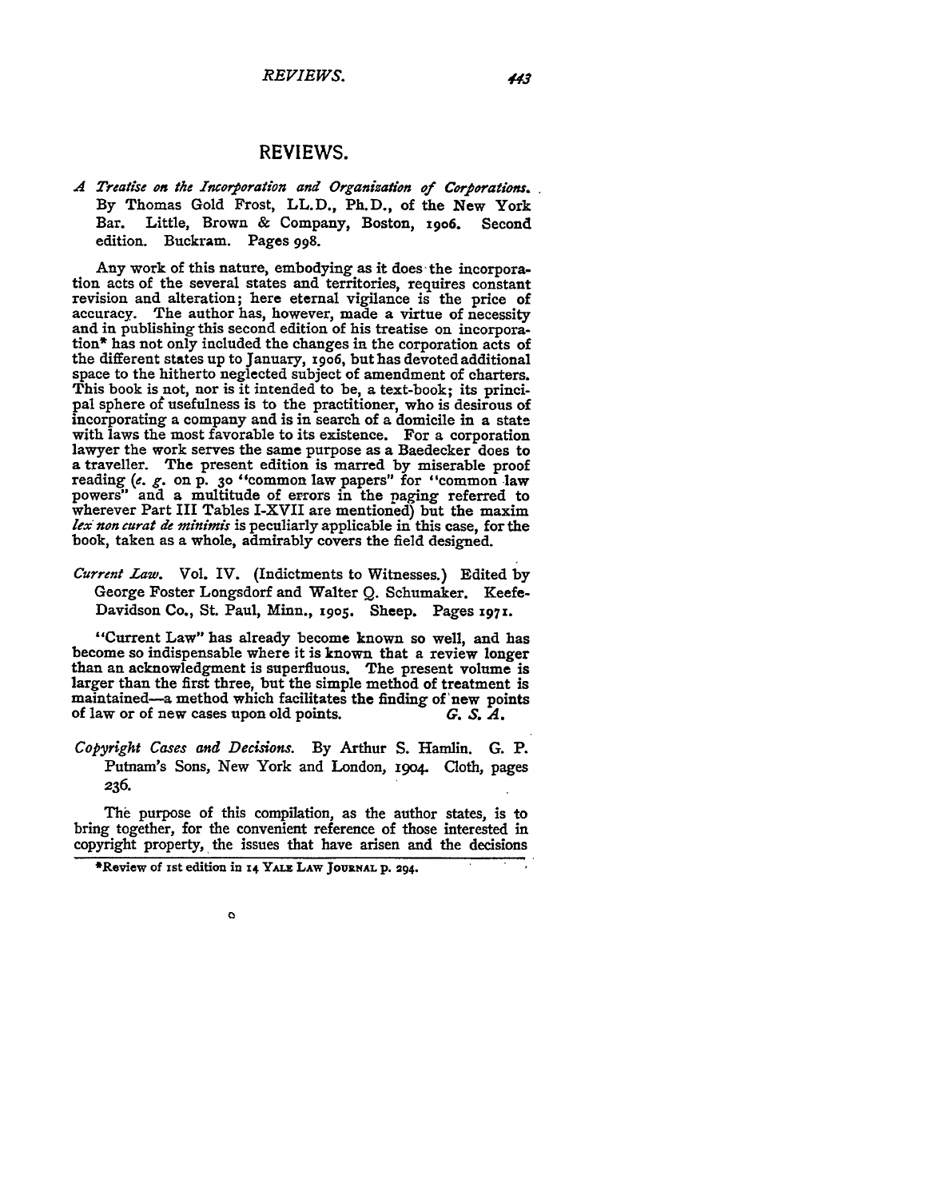# REVIEWS.

*A Treatise on the Incorporation and Organization of Corporations.* By Thomas Gold Frost, LL.D., Ph.D., of the New York Bar. Little, Brown & Company, Boston, 1906. Second edition. Buckram. Pages 998.

Any work of this nature, embodying as it does the incorporation acts of the several states and territories, requires constant revision and alteration; here eternal vigilance is the price of accuracy. The author has, however, made a virtue of necessity and in publishing this second edition of his treatise on incorporation* has not only included the changes in the corporation acts of the different states up to January, 1906, but has devoted additional space to the hitherto neglected subject of amendment of charters. This book is not, nor is it intended to be, a text-book; its principal sphere of usefulness is to the practitioner, who is desirous of incorporating a company and is in search of a domicile in a state with laws the most favorable to its existence. For a corporation lawyer the work serves the same purpose as a Baedecker does to a traveller. The present edition is marred by miserable proof reading (*e. g.* on p. 30 "common law papers" for "common law powers" and a multitude of errors in the paging referred to wherever Part III Tables I-XVII are mentioned) but the maxim *lex non curat de minimis* is peculiarly applicable in this case, for the book, taken as a whole, admirably covers the field designed.

*Current Law.* Vol. IV. (Indictments to Witnesses.) Edited by George Foster Longsdorf and Walter Q. Schumaker. Keefe-Davidson Co., St. Paul, Minn., 1905. Sheep. Pages 1971.

"Current Law" has already become known so well, and has become so indispensable where it is known that a review longer than an acknowledgment is superfluous. The present volume is larger than the first three, but the simple method of treatment is maintained—a method which facilitates the finding of new points of law or of new cases upon old points. *G. S. A.*

*Copyright Cases and Decisions.* By Arthur S. Hamlin. G. P. Putnam's Sons, New York and London, 1904. Cloth, pages 236.

The purpose of this compilation, as the author states, is to bring together, for the convenient reference of those interested in copyright property, the issues that have arisen and the decisions

*Review of 1st edition in 14 YALE LAW JOURNAL p. 294.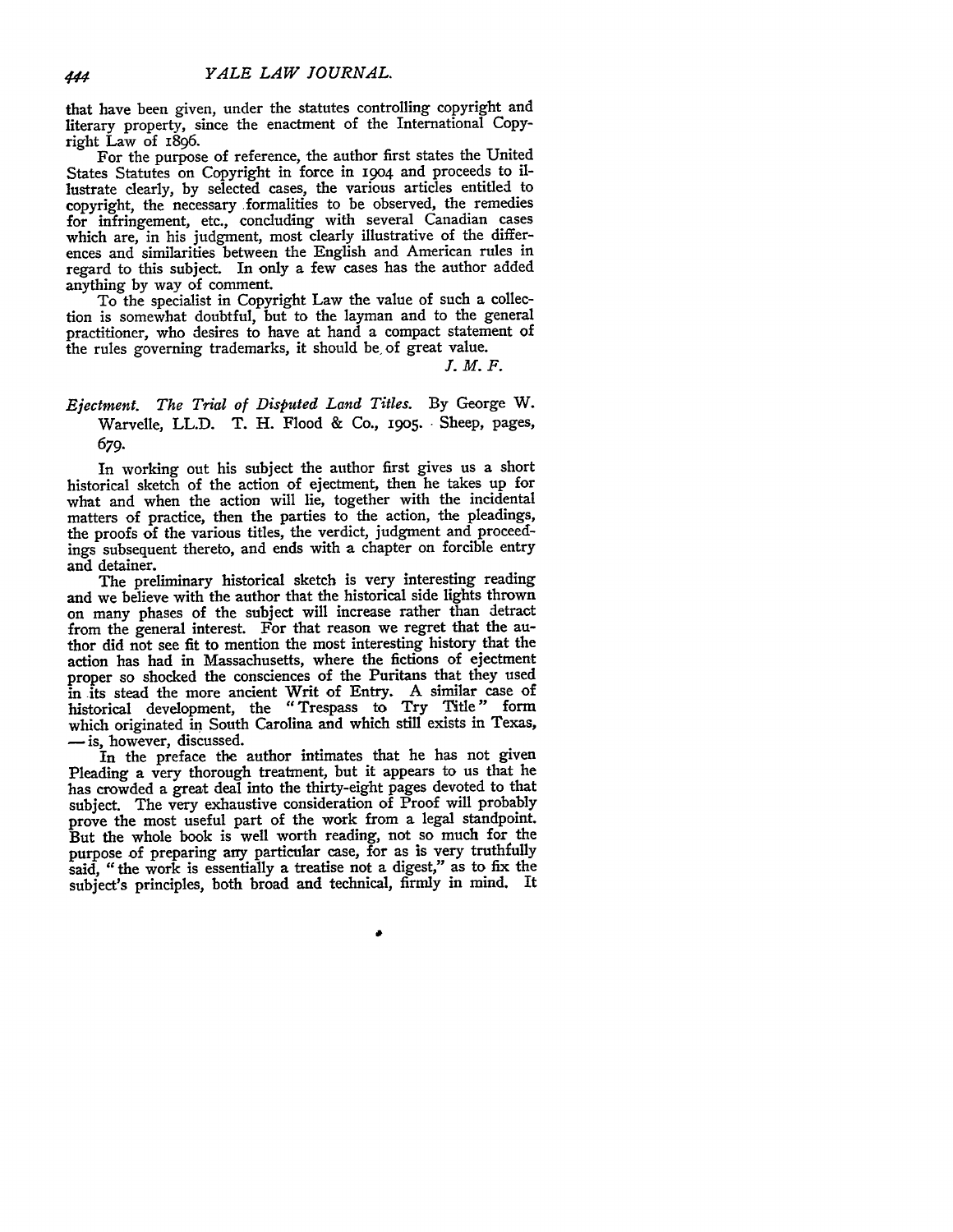that have been given, under the statutes controlling copyright and literary property, since the enactment of the International Copyright Law of 1896.

For the purpose of reference, the author first states the United States Statutes on Copyright in force in 1904 and proceeds to illustrate clearly, by selected cases, the various articles entitled to copyright, the necessary formalities to be observed, the remedies for infringement, etc., concluding with several Canadian cases which are, in his judgment, most clearly illustrative of the differences and similarities between the English and American rules in regard to this subject. In only a few cases has the author added anything by way of comment.

To the specialist in Copyright Law the value of such a collection is somewhat doubtful, but to the layman and to the general practitioner, who desires to have at hand a compact statement of the rules governing trademarks, it should be of great value.

J. M. F.

*Ejectment. The Trial of Disputed Land Titles.* By George W. Warvelle, LL.D. T. H. Flood & Co., 1905. Sheep, pages, 679.

In working out his subject the author first gives us a short historical sketch of the action of ejectment, then he takes up for what and when the action will lie, together with the incidental matters of practice, then the parties to the action, the pleadings, the proofs of the various titles, the verdict, judgment and proceedings subsequent thereto, and ends with a chapter on forcible entry and detainer.

The preliminary historical sketch is very interesting reading and we believe with the author that the historical side lights thrown on many phases of the subject will increase rather than detract from the general interest. For that reason we regret that the author did not see fit to mention the most interesting history that the action has had in Massachusetts, where the fictions of ejectment proper so shocked the consciences of the Puritans that they used in its stead the more ancient Writ of Entry. A similar case of historical development, the "Trespass to Try Title" form which originated in South Carolina and which still exists in Texas, — is, however, discussed.

In the preface the author intimates that he has not given Pleading a very thorough treatment, but it appears to us that he has crowded a great deal into the thirty-eight pages devoted to that subject. The very exhaustive consideration of Proof will probably prove the most useful part of the work from a legal standpoint. But the whole book is well worth reading, not so much for the purpose of preparing any particular case, for as is very truthfully said, "the work is essentially a treatise not a digest," as to fix the subject's principles, both broad and technical, firmly in mind. It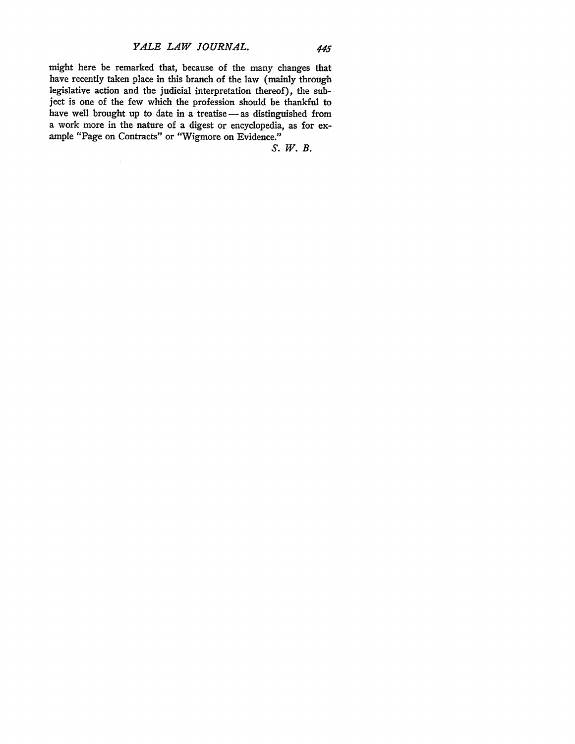might here be remarked that, because of the many changes that have recently taken place in this branch of the law (mainly through legislative action and the judicial interpretation thereof), the subject is one of the few which the profession should be thankful to have well brought up to date in a treatise — as distinguished from a work more in the nature of a digest or encyclopedia, as for example "Page on Contracts" or "Wigmore on Evidence."

*S. W. B.*